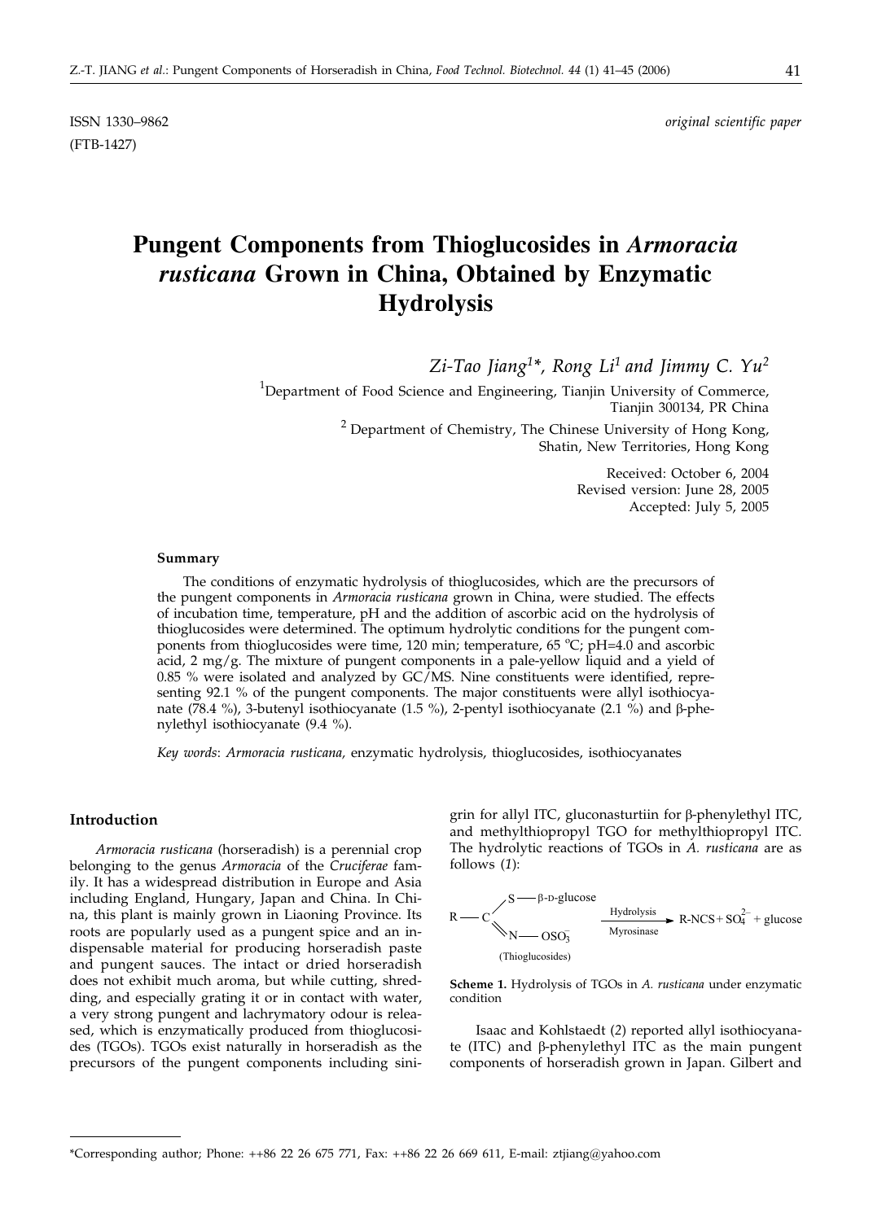ISSN 1330–9862 *original scientific paper*
(FTB-1427)

# Pungent Components from Thioglucosides in *Armoracia rusticana* Grown in China, Obtained by Enzymatic Hydrolysis

*Zi-Tao Jiang[1]\*, Rong Li[1] and Jimmy C. Yu[2]*

[1]Department of Food Science and Engineering, Tianjin University of Commerce, Tianjin 300134, PR China

[2] Department of Chemistry, The Chinese University of Hong Kong, Shatin, New Territories, Hong Kong

Received: October 6, 2004
Revised version: June 28, 2005
Accepted: July 5, 2005

### Summary

The conditions of enzymatic hydrolysis of thioglucosides, which are the precursors of the pungent components in *Armoracia rusticana* grown in China, were studied. The effects of incubation time, temperature, pH and the addition of ascorbic acid on the hydrolysis of thioglucosides were determined. The optimum hydrolytic conditions for the pungent components from thioglucosides were time, 120 min; temperature, 65 °C; pH=4.0 and ascorbic acid, 2 mg/g. The mixture of pungent components in a pale-yellow liquid and a yield of 0.85 % were isolated and analyzed by GC/MS. Nine constituents were identified, representing 92.1 % of the pungent components. The major constituents were allyl isothiocyanate (78.4 %), 3-butenyl isothiocyanate (1.5 %), 2-pentyl isothiocyanate (2.1 %) and β-phenylethyl isothiocyanate (9.4 %).

*Key words*: *Armoracia rusticana,* enzymatic hydrolysis, thioglucosides, isothiocyanates

### Introduction

*Armoracia rusticana* (horseradish) is a perennial crop belonging to the genus *Armoracia* of the *Cruciferae* family. It has a widespread distribution in Europe and Asia including England, Hungary, Japan and China. In China, this plant is mainly grown in Liaoning Province. Its roots are popularly used as a pungent spice and an indispensable material for producing horseradish paste and pungent sauces. The intact or dried horseradish does not exhibit much aroma, but while cutting, shredding, and especially grating it or in contact with water, a very strong pungent and lachrymatory odour is released, which is enzymatically produced from thioglucosides (TGOs). TGOs exist naturally in horseradish as the precursors of the pungent components including sinigrin for allyl ITC, gluconasturtiin for β-phenylethyl ITC, and methylthiopropyl TGO for methylthiopropyl ITC. The hydrolytic reactions of TGOs in *A. rusticana* are as follows (*1*):

$$\mathrm{R{-}C(S{-}\beta\text{-}D\text{-}glucose)(=N{-}OSO_3^-)} \quad \xrightarrow[\text{Myrosinase}]{\text{Hydrolysis}} \quad \mathrm{R\text{-}NCS} + SO_4^{2-} + \text{glucose}$$

(Thioglucosides)

**Scheme 1.** Hydrolysis of TGOs in *A. rusticana* under enzymatic condition

Isaac and Kohlstaedt (*2*) reported allyl isothiocyanate (ITC) and β-phenylethyl ITC as the main pungent components of horseradish grown in Japan. Gilbert and

\*Corresponding author; Phone: ++86 22 26 675 771, Fax: ++86 22 26 669 611, E-mail: ztjiang@yahoo.com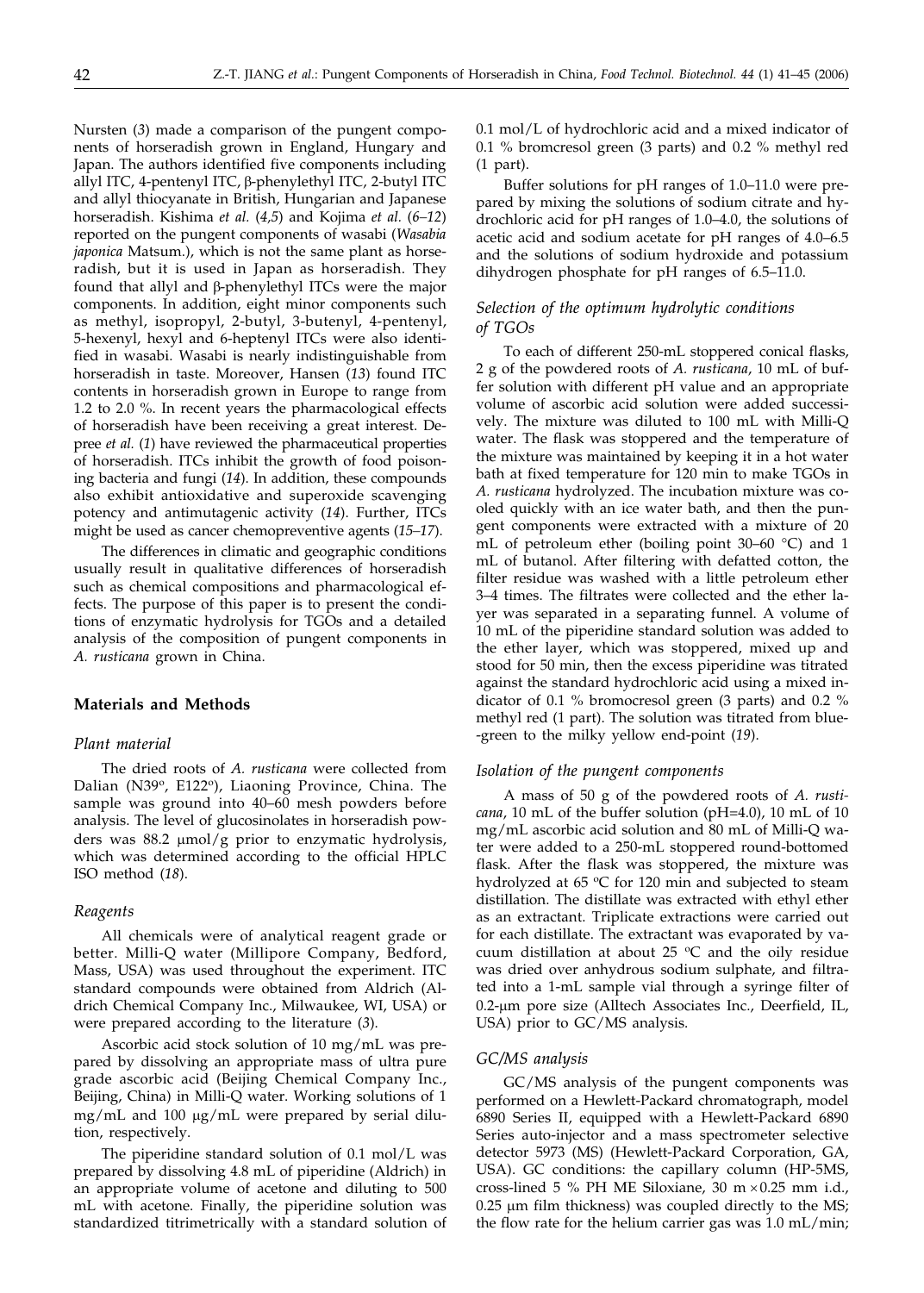Nursten (*3*) made a comparison of the pungent components of horseradish grown in England, Hungary and Japan. The authors identified five components including allyl ITC, 4-pentenyl ITC, β-phenylethyl ITC, 2-butyl ITC and allyl thiocyanate in British, Hungarian and Japanese horseradish. Kishima *et al.* (*4,5*) and Kojima *et al.* (*6–12*) reported on the pungent components of wasabi (*Wasabia japonica* Matsum.), which is not the same plant as horseradish, but it is used in Japan as horseradish. They found that allyl and β-phenylethyl ITCs were the major components. In addition, eight minor components such as methyl, isopropyl, 2-butyl, 3-butenyl, 4-pentenyl, 5-hexenyl, hexyl and 6-heptenyl ITCs were also identified in wasabi. Wasabi is nearly indistinguishable from horseradish in taste. Moreover, Hansen (*13*) found ITC contents in horseradish grown in Europe to range from 1.2 to 2.0 %. In recent years the pharmacological effects of horseradish have been receiving a great interest. Depree *et al.* (*1*) have reviewed the pharmaceutical properties of horseradish. ITCs inhibit the growth of food poisoning bacteria and fungi (*14*). In addition, these compounds also exhibit antioxidative and superoxide scavenging potency and antimutagenic activity (*14*). Further, ITCs might be used as cancer chemopreventive agents (*15–17*).

The differences in climatic and geographic conditions usually result in qualitative differences of horseradish such as chemical compositions and pharmacological effects. The purpose of this paper is to present the conditions of enzymatic hydrolysis for TGOs and a detailed analysis of the composition of pungent components in *A. rusticana* grown in China.

## Materials and Methods

### *Plant material*

The dried roots of *A. rusticana* were collected from Dalian (N39°, E122°), Liaoning Province, China. The sample was ground into 40–60 mesh powders before analysis. The level of glucosinolates in horseradish powders was 88.2 μmol/g prior to enzymatic hydrolysis, which was determined according to the official HPLC ISO method (*18*).

### *Reagents*

All chemicals were of analytical reagent grade or better. Milli-Q water (Millipore Company, Bedford, Mass, USA) was used throughout the experiment. ITC standard compounds were obtained from Aldrich (Aldrich Chemical Company Inc., Milwaukee, WI, USA) or were prepared according to the literature (*3*).

Ascorbic acid stock solution of 10 mg/mL was prepared by dissolving an appropriate mass of ultra pure grade ascorbic acid (Beijing Chemical Company Inc., Beijing, China) in Milli-Q water. Working solutions of 1 mg/mL and 100 μg/mL were prepared by serial dilution, respectively.

The piperidine standard solution of 0.1 mol/L was prepared by dissolving 4.8 mL of piperidine (Aldrich) in an appropriate volume of acetone and diluting to 500 mL with acetone. Finally, the piperidine solution was standardized titrimetrically with a standard solution of 0.1 mol/L of hydrochloric acid and a mixed indicator of 0.1 % bromcresol green (3 parts) and 0.2 % methyl red (1 part).

Buffer solutions for pH ranges of 1.0–11.0 were prepared by mixing the solutions of sodium citrate and hydrochloric acid for pH ranges of 1.0–4.0, the solutions of acetic acid and sodium acetate for pH ranges of 4.0–6.5 and the solutions of sodium hydroxide and potassium dihydrogen phosphate for pH ranges of 6.5–11.0.

### *Selection of the optimum hydrolytic conditions of TGOs*

To each of different 250-mL stoppered conical flasks, 2 g of the powdered roots of *A. rusticana*, 10 mL of buffer solution with different pH value and an appropriate volume of ascorbic acid solution were added successively. The mixture was diluted to 100 mL with Milli-Q water. The flask was stoppered and the temperature of the mixture was maintained by keeping it in a hot water bath at fixed temperature for 120 min to make TGOs in *A. rusticana* hydrolyzed. The incubation mixture was cooled quickly with an ice water bath, and then the pungent components were extracted with a mixture of 20 mL of petroleum ether (boiling point 30–60 °C) and 1 mL of butanol. After filtering with defatted cotton, the filter residue was washed with a little petroleum ether 3–4 times. The filtrates were collected and the ether layer was separated in a separating funnel. A volume of 10 mL of the piperidine standard solution was added to the ether layer, which was stoppered, mixed up and stood for 50 min, then the excess piperidine was titrated against the standard hydrochloric acid using a mixed indicator of 0.1 % bromocresol green (3 parts) and 0.2 % methyl red (1 part). The solution was titrated from blue-green to the milky yellow end-point (*19*).

### *Isolation of the pungent components*

A mass of 50 g of the powdered roots of *A. rusticana*, 10 mL of the buffer solution (pH=4.0), 10 mL of 10 mg/mL ascorbic acid solution and 80 mL of Milli-Q water were added to a 250-mL stoppered round-bottomed flask. After the flask was stoppered, the mixture was hydrolyzed at 65 °C for 120 min and subjected to steam distillation. The distillate was extracted with ethyl ether as an extractant. Triplicate extractions were carried out for each distillate. The extractant was evaporated by vacuum distillation at about 25 °C and the oily residue was dried over anhydrous sodium sulphate, and filtrated into a 1-mL sample vial through a syringe filter of 0.2-μm pore size (Alltech Associates Inc., Deerfield, IL, USA) prior to GC/MS analysis.

### *GC/MS analysis*

GC/MS analysis of the pungent components was performed on a Hewlett-Packard chromatograph, model 6890 Series II, equipped with a Hewlett-Packard 6890 Series auto-injector and a mass spectrometer selective detector 5973 (MS) (Hewlett-Packard Corporation, GA, USA). GC conditions: the capillary column (HP-5MS, cross-lined 5 % PH ME Siloxiane, 30 m × 0.25 mm i.d., 0.25 μm film thickness) was coupled directly to the MS; the flow rate for the helium carrier gas was 1.0 mL/min;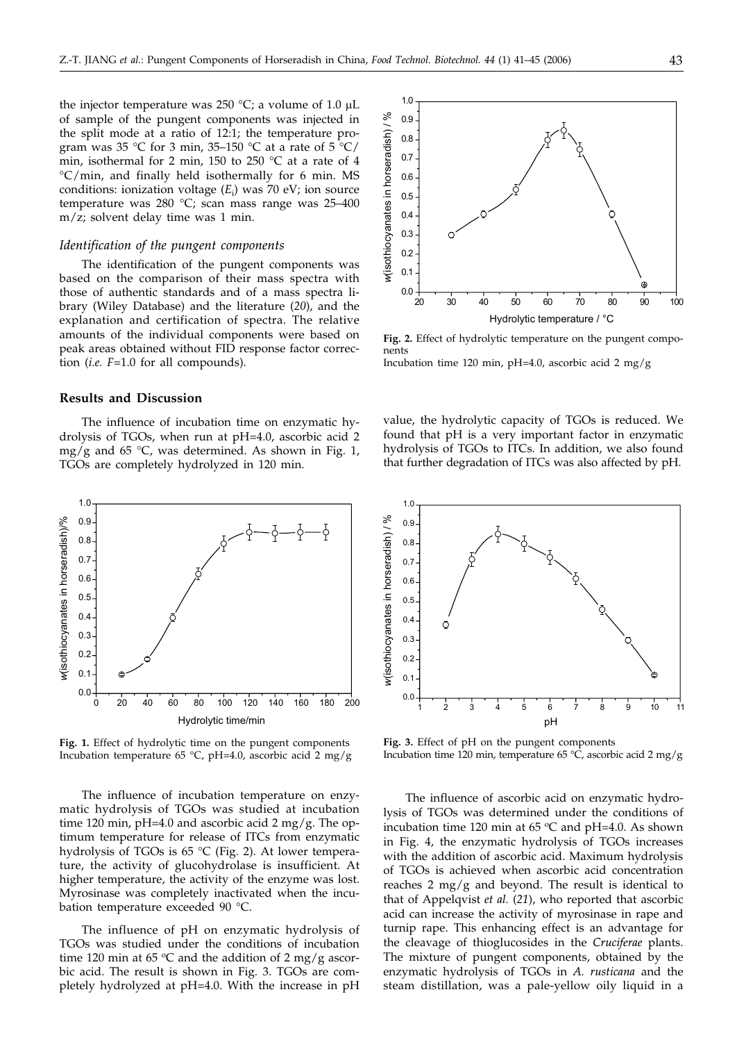the injector temperature was 250 °C; a volume of 1.0 μL of sample of the pungent components was injected in the split mode at a ratio of 12:1; the temperature program was 35 °C for 3 min, 35–150 °C at a rate of 5 °C/min, isothermal for 2 min, 150 to 250 °C at a rate of 4 °C/min, and finally held isothermally for 6 min. MS conditions: ionization voltage ($E_i$) was 70 eV; ion source temperature was 280 °C; scan mass range was 25–400 m/z; solvent delay time was 1 min.

### *Identification of the pungent components*

The identification of the pungent components was based on the comparison of their mass spectra with those of authentic standards and of a mass spectra library (Wiley Database) and the literature (*20*), and the explanation and certification of spectra. The relative amounts of the individual components were based on peak areas obtained without FID response factor correction (*i.e.* $F$=1.0 for all compounds).

## Results and Discussion

The influence of incubation time on enzymatic hydrolysis of TGOs, when run at pH=4.0, ascorbic acid 2 mg/g and 65 °C, was determined. As shown in Fig. 1, TGOs are completely hydrolyzed in 120 min.

**Fig. 1.** Effect of hydrolytic time on the pungent components
Incubation temperature 65 °C, pH=4.0, ascorbic acid 2 mg/g

The influence of incubation temperature on enzymatic hydrolysis of TGOs was studied at incubation time 120 min, pH=4.0 and ascorbic acid 2 mg/g. The optimum temperature for release of ITCs from enzymatic hydrolysis of TGOs is 65 °C (Fig. 2). At lower temperature, the activity of glucohydrolase is insufficient. At higher temperature, the activity of the enzyme was lost. Myrosinase was completely inactivated when the incubation temperature exceeded 90 °C.

The influence of pH on enzymatic hydrolysis of TGOs was studied under the conditions of incubation time 120 min at 65 °C and the addition of 2 mg/g ascorbic acid. The result is shown in Fig. 3. TGOs are completely hydrolyzed at pH=4.0. With the increase in pH value, the hydrolytic capacity of TGOs is reduced. We found that pH is a very important factor in enzymatic hydrolysis of TGOs to ITCs. In addition, we also found that further degradation of ITCs was also affected by pH.

**Fig. 2.** Effect of hydrolytic temperature on the pungent components
Incubation time 120 min, pH=4.0, ascorbic acid 2 mg/g

**Fig. 3.** Effect of pH on the pungent components
Incubation time 120 min, temperature 65 °C, ascorbic acid 2 mg/g

The influence of ascorbic acid on enzymatic hydrolysis of TGOs was determined under the conditions of incubation time 120 min at 65 °C and pH=4.0. As shown in Fig. 4, the enzymatic hydrolysis of TGOs increases with the addition of ascorbic acid. Maximum hydrolysis of TGOs is achieved when ascorbic acid concentration reaches 2 mg/g and beyond. The result is identical to that of Appelqvist *et al.* (*21*), who reported that ascorbic acid can increase the activity of myrosinase in rape and turnip rape. This enhancing effect is an advantage for the cleavage of thioglucosides in the *Cruciferae* plants. The mixture of pungent components, obtained by the enzymatic hydrolysis of TGOs in *A. rusticana* and the steam distillation, was a pale-yellow oily liquid in a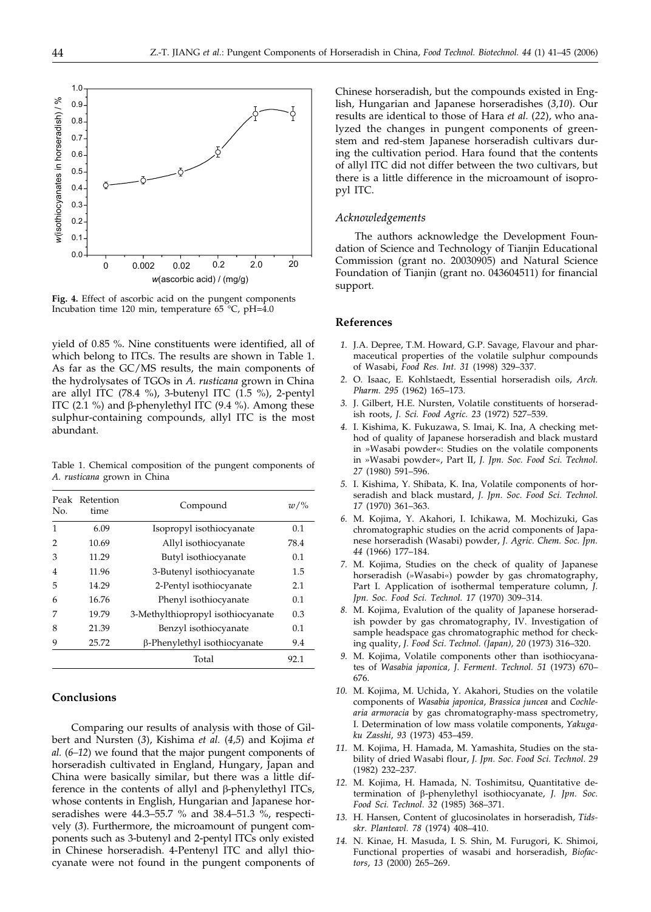**Fig. 4.** Effect of ascorbic acid on the pungent components
Incubation time 120 min, temperature 65 °C, pH=4.0

yield of 0.85 %. Nine constituents were identified, all of which belong to ITCs. The results are shown in Table 1. As far as the GC/MS results, the main components of the hydrolysates of TGOs in *A. rusticana* grown in China are allyl ITC (78.4 %), 3-butenyl ITC (1.5 %), 2-pentyl ITC (2.1 %) and β-phenylethyl ITC (9.4 %). Among these sulphur-containing compounds, allyl ITC is the most abundant.

Table 1. Chemical composition of the pungent components of *A. rusticana* grown in China

| Peak No. | Retention time | Compound | $w$/% |
|---|---|---|---|
| 1 | 6.09 | Isopropyl isothiocyanate | 0.1 |
| 2 | 10.69 | Allyl isothiocyanate | 78.4 |
| 3 | 11.29 | Butyl isothiocyanate | 0.1 |
| 4 | 11.96 | 3-Butenyl isothiocyanate | 1.5 |
| 5 | 14.29 | 2-Pentyl isothiocyanate | 2.1 |
| 6 | 16.76 | Phenyl isothiocyanate | 0.1 |
| 7 | 19.79 | 3-Methylthiopropyl isothiocyanate | 0.3 |
| 8 | 21.39 | Benzyl isothiocyanate | 0.1 |
| 9 | 25.72 | β-Phenylethyl isothiocyanate | 9.4 |
| | | Total | 92.1 |

## Conclusions

Comparing our results of analysis with those of Gilbert and Nursten (*3*), Kishima *et al.* (*4,5*) and Kojima *et al.* (*6–12*) we found that the major pungent components of horseradish cultivated in England, Hungary, Japan and China were basically similar, but there was a little difference in the contents of allyl and β-phenylethyl ITCs, whose contents in English, Hungarian and Japanese horseradishes were 44.3–55.7 % and 38.4–51.3 %, respectively (*3*). Furthermore, the microamount of pungent components such as 3-butenyl and 2-pentyl ITCs only existed in Chinese horseradish. 4-Pentenyl ITC and allyl thiocyanate were not found in the pungent components of Chinese horseradish, but the compounds existed in English, Hungarian and Japanese horseradishes (*3,10*). Our results are identical to those of Hara *et al.* (*22*), who analyzed the changes in pungent components of green-stem and red-stem Japanese horseradish cultivars during the cultivation period. Hara found that the contents of allyl ITC did not differ between the two cultivars, but there is a little difference in the microamount of isopropyl ITC.

### Acknowledgements

The authors acknowledge the Development Foundation of Science and Technology of Tianjin Educational Commission (grant no. 20030905) and Natural Science Foundation of Tianjin (grant no. 043604511) for financial support.

## References

1. J.A. Depree, T.M. Howard, G.P. Savage, Flavour and pharmaceutical properties of the volatile sulphur compounds of Wasabi, *Food Res. Int. 31* (1998) 329–337.
2. O. Isaac, E. Kohlstaedt, Essential horseradish oils, *Arch. Pharm. 295* (1962) 165–173.
3. J. Gilbert, H.E. Nursten, Volatile constituents of horseradish roots, *J. Sci. Food Agric. 23* (1972) 527–539.
4. I. Kishima, K. Fukuzawa, S. Imai, K. Ina, A checking method of quality of Japanese horseradish and black mustard in »Wasabi powder«: Studies on the volatile components in »Wasabi powder«, Part II, *J. Jpn. Soc. Food Sci. Technol. 27* (1980) 591–596.
5. I. Kishima, Y. Shibata, K. Ina, Volatile components of horseradish and black mustard, *J. Jpn. Soc. Food Sci. Technol. 17* (1970) 361–363.
6. M. Kojima, Y. Akahori, I. Ichikawa, M. Mochizuki, Gas chromatographic studies on the acrid components of Japanese horseradish (Wasabi) powder, *J. Agric. Chem. Soc. Jpn. 44* (1966) 177–184.
7. M. Kojima, Studies on the check of quality of Japanese horseradish (»Wasabi«) powder by gas chromatography, Part I. Application of isothermal temperature column, *J. Jpn. Soc. Food Sci. Technol. 17* (1970) 309–314.
8. M. Kojima, Evalution of the quality of Japanese horseradish powder by gas chromatography, IV. Investigation of sample headspace gas chromatographic method for checking quality, *J. Food Sci. Technol. (Japan), 20* (1973) 316–320.
9. M. Kojima, Volatile components other than isothiocyanates of *Wasabia japonica*, *J. Ferment. Technol. 51* (1973) 670–676.
10. M. Kojima, M. Uchida, Y. Akahori, Studies on the volatile components of *Wasabia japonica*, *Brassica juncea* and *Cochlearia armoracia* by gas chromatography-mass spectrometry, I. Determination of low mass volatile components, *Yakugaku Zasshi, 93* (1973) 453–459.
11. M. Kojima, H. Hamada, M. Yamashita, Studies on the stability of dried Wasabi flour, *J. Jpn. Soc. Food Sci. Technol. 29* (1982) 232–237.
12. M. Kojima, H. Hamada, N. Toshimitsu, Quantitative determination of β-phenylethyl isothiocyanate, *J. Jpn. Soc. Food Sci. Technol. 32* (1985) 368–371.
13. H. Hansen, Content of glucosinolates in horseradish, *Tidsskr. Planteavl. 78* (1974) 408–410.
14. N. Kinae, H. Masuda, I. S. Shin, M. Furugori, K. Shimoi, Functional properties of wasabi and horseradish, *Biofactors, 13* (2000) 265–269.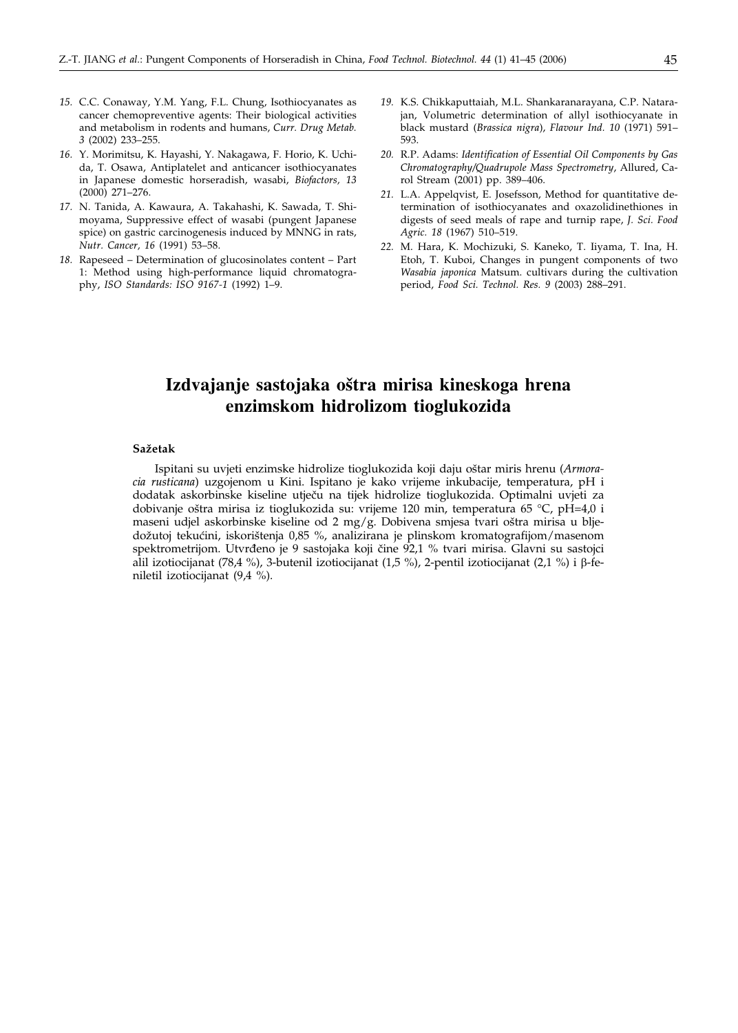15. C.C. Conaway, Y.M. Yang, F.L. Chung, Isothiocyanates as cancer chemopreventive agents: Their biological activities and metabolism in rodents and humans, *Curr. Drug Metab. 3* (2002) 233–255.

16. Y. Morimitsu, K. Hayashi, Y. Nakagawa, F. Horio, K. Uchida, T. Osawa, Antiplatelet and anticancer isothiocyanates in Japanese domestic horseradish, wasabi, *Biofactors, 13* (2000) 271–276.

17. N. Tanida, A. Kawaura, A. Takahashi, K. Sawada, T. Shimoyama, Suppressive effect of wasabi (pungent Japanese spice) on gastric carcinogenesis induced by MNNG in rats, *Nutr. Cancer, 16* (1991) 53–58.

18. Rapeseed – Determination of glucosinolates content – Part 1: Method using high-performance liquid chromatography, *ISO Standards: ISO 9167-1* (1992) 1–9.

19. K.S. Chikkaputtaiah, M.L. Shankaranarayana, C.P. Natarajan, Volumetric determination of allyl isothiocyanate in black mustard (*Brassica nigra*), *Flavour Ind. 10* (1971) 591–593.

20. R.P. Adams: *Identification of Essential Oil Components by Gas Chromatography/Quadrupole Mass Spectrometry*, Allured, Carol Stream (2001) pp. 389–406.

21. L.A. Appelqvist, E. Josefsson, Method for quantitative determination of isothiocyanates and oxazolidinethiones in digests of seed meals of rape and turnip rape, *J. Sci. Food Agric. 18* (1967) 510–519.

22. M. Hara, K. Mochizuki, S. Kaneko, T. Iiyama, T. Ina, H. Etoh, T. Kuboi, Changes in pungent components of two *Wasabia japonica* Matsum. cultivars during the cultivation period, *Food Sci. Technol. Res. 9* (2003) 288–291.

# Izdvajanje sastojaka oštra mirisa kineskoga hrena enzimskom hidrolizom tioglukozida

**Sažetak**

Ispitani su uvjeti enzimske hidrolize tioglukozida koji daju oštar miris hrenu (*Armoracia rusticana*) uzgojenom u Kini. Ispitano je kako vrijeme inkubacije, temperatura, pH i dodatak askorbinske kiseline utječu na tijek hidrolize tioglukozida. Optimalni uvjeti za dobivanje oštra mirisa iz tioglukozida su: vrijeme 120 min, temperatura 65 °C, pH=4,0 i maseni udjel askorbinske kiseline od 2 mg/g. Dobivena smjesa tvari oštra mirisa u blijedožutoj tekućini, iskorištenja 0,85 %, analizirana je plinskom kromatografijom/masenom spektrometrijom. Utvrđeno je 9 sastojaka koji čine 92,1 % tvari mirisa. Glavni su sastojci alil izotiocijanat (78,4 %), 3-butenil izotiocijanat (1,5 %), 2-pentil izotiocijanat (2,1 %) i β-feniletil izotiocijanat (9,4 %).